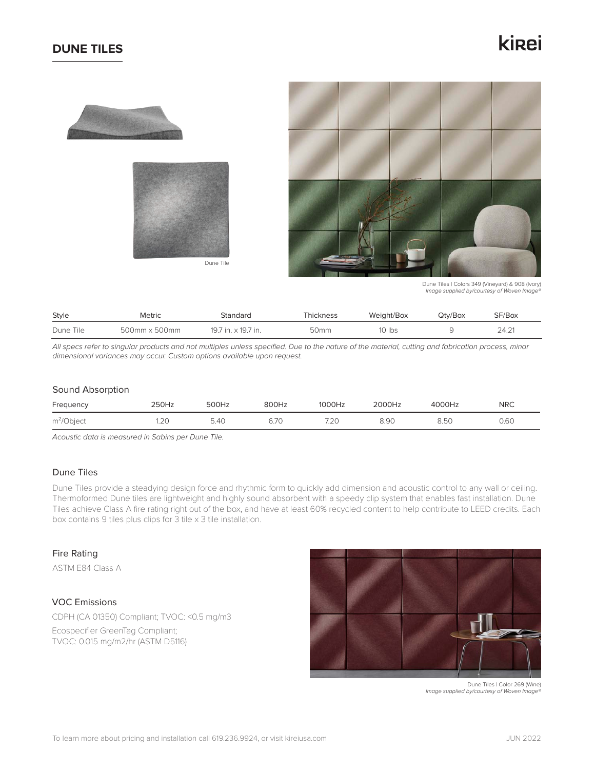# DUNE TILES

kirei

Dune Tile

Dune Tiles | Colors 349 (Vineyard) & 908 (Ivory)
*Image supplied by/courtesy of Woven Image®*

| Style | Metric | Standard | Thickness | Weight/Box | Qty/Box | SF/Box |
|---|---|---|---|---|---|---|
| Dune Tile | 500mm x 500mm | 19.7 in. x 19.7 in. | 50mm | 10 lbs | 9 | 24.21 |

*All specs refer to singular products and not multiples unless specified. Due to the nature of the material, cutting and fabrication process, minor dimensional variances may occur. Custom options available upon request.*

## Sound Absorption

| Frequency | 250Hz | 500Hz | 800Hz | 1000Hz | 2000Hz | 4000Hz | NRC |
|---|---|---|---|---|---|---|---|
| $m^2$/Object | 1.20 | 5.40 | 6.70 | 7.20 | 8.90 | 8.50 | 0.60 |

*Acoustic data is measured in Sabins per Dune Tile.*

## Dune Tiles

Dune Tiles provide a steadying design force and rhythmic form to quickly add dimension and acoustic control to any wall or ceiling. Thermoformed Dune tiles are lightweight and highly sound absorbent with a speedy clip system that enables fast installation. Dune Tiles achieve Class A fire rating right out of the box, and have at least 60% recycled content to help contribute to LEED credits. Each box contains 9 tiles plus clips for 3 tile x 3 tile installation.

## Fire Rating

ASTM E84 Class A

## VOC Emissions

CDPH (CA 01350) Compliant; TVOC: <0.5 mg/m3

Ecospecifier GreenTag Compliant;
TVOC: 0.015 mg/m2/hr (ASTM D5116)

Dune Tiles | Color 269 (Wine)
*Image supplied by/courtesy of Woven Image®*

To learn more about pricing and installation call 619.236.9924, or visit kireiusa.com

JUN 2022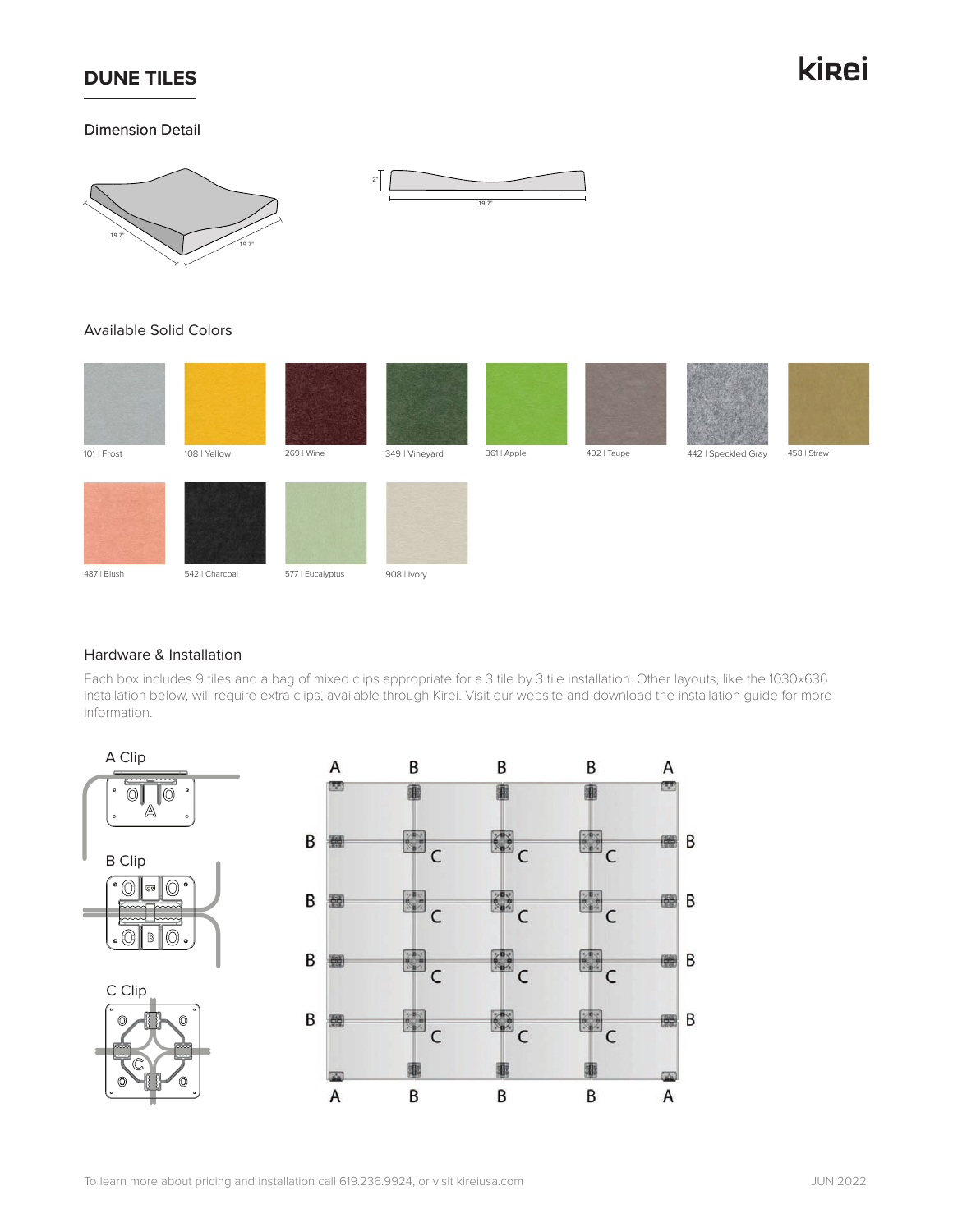# DUNE TILES

kirei

## Dimension Detail

19.7"

19.7"

2"

19.7"

## Available Solid Colors

101 | Frost

108 | Yellow

269 | Wine

349 | Vineyard

361 | Apple

402 | Taupe

442 | Speckled Gray

458 | Straw

487 | Blush

542 | Charcoal

577 | Eucalyptus

908 | Ivory

## Hardware & Installation

Each box includes 9 tiles and a bag of mixed clips appropriate for a 3 tile by 3 tile installation. Other layouts, like the 1030x636 installation below, will require extra clips, available through Kirei. Visit our website and download the installation guide for more information.

A Clip

B Clip

C Clip

A B B B A

B C C C B

B C C C B

B C C C B

B C C C B

A B B B A

To learn more about pricing and installation call 619.236.9924, or visit kireiusa.com

JUN 2022